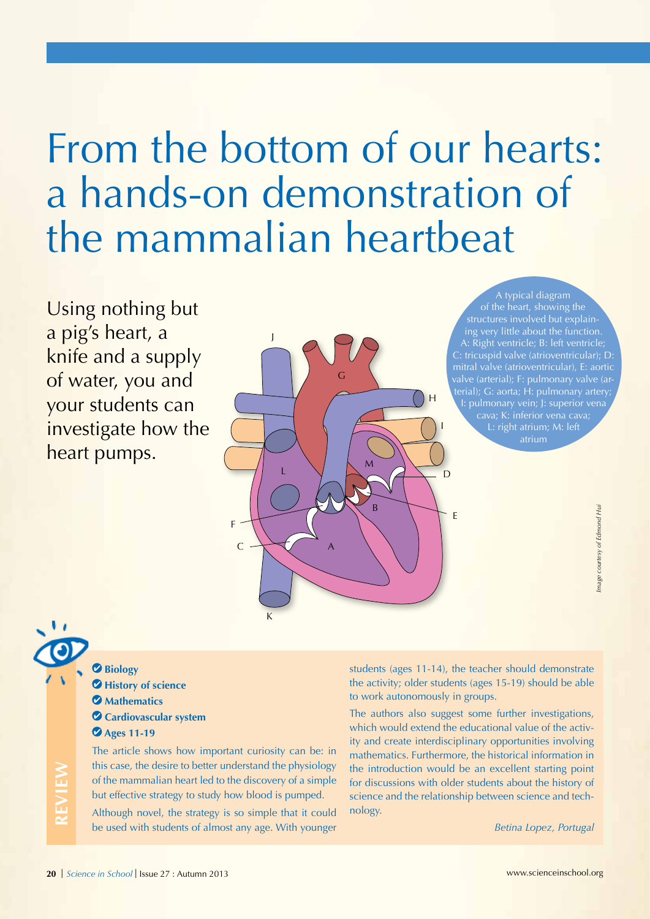# From the bottom of our hearts: a hands-on demonstration of the mammalian heartbeat

Using nothing but a pig's heart, a knife and a supply of water, you and your students can investigate how the heart pumps.

A typical diagram of the heart, showing the structures involved but explaining very little about the function. A: Right ventricle; B: left ventricle; C: tricuspid valve (atrioventricular); D: mitral valve (atrioventricular), E: aortic valve (arterial); F: pulmonary valve (arterial); G: aorta; H: pulmonary artery; I: pulmonary vein; J: superior vena cava; K: inferior vena cava; L: right atrium; M: left atrium

*Image courtesy of Edmond Hui*

## REVIEW

- **Biology**
- **History of science**
- **Mathematics**
- **Cardiovascular system**
- **Ages 11-19**

The article shows how important curiosity can be: in this case, the desire to better understand the physiology of the mammalian heart led to the discovery of a simple but effective strategy to study how blood is pumped.

Although novel, the strategy is so simple that it could be used with students of almost any age. With younger students (ages 11-14), the teacher should demonstrate the activity; older students (ages 15-19) should be able to work autonomously in groups.

The authors also suggest some further investigations, which would extend the educational value of the activity and create interdisciplinary opportunities involving mathematics. Furthermore, the historical information in the introduction would be an excellent starting point for discussions with older students about the history of science and the relationship between science and technology.

*Betina Lopez, Portugal*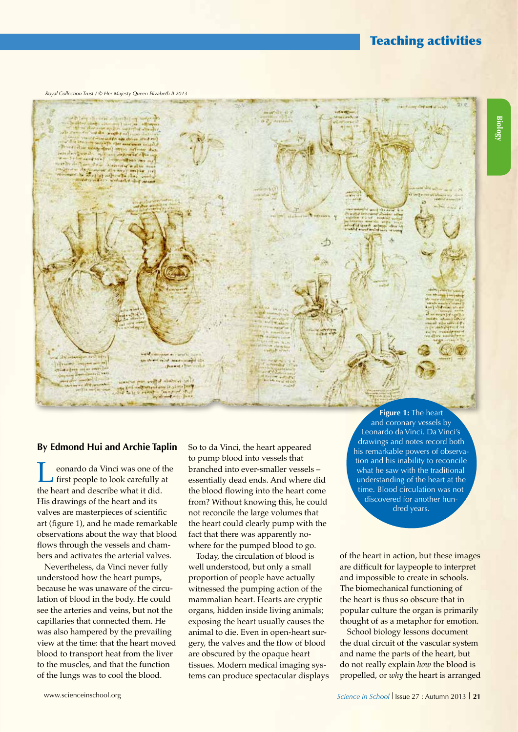By Edmond Hui and Archie Taplin

Leonardo da Vinci was one of the first people to look carefully at the heart and describe what it did. His drawings of the heart and its valves are masterpieces of scientific art (figure 1), and he made remarkable observations about the way that blood flows through the vessels and chambers and activates the arterial valves.

Nevertheless, da Vinci never fully understood how the heart pumps, because he was unaware of the circulation of blood in the body. He could see the arteries and veins, but not the capillaries that connected them. He was also hampered by the prevailing view at the time: that the heart moved blood to transport heat from the liver to the muscles, and that the function of the lungs was to cool the blood.

So to da Vinci, the heart appeared to pump blood into vessels that branched into ever-smaller vessels – essentially dead ends. And where did the blood flowing into the heart come from? Without knowing this, he could not reconcile the large volumes that the heart could clearly pump with the fact that there was apparently nowhere for the pumped blood to go.

Today, the circulation of blood is well understood, but only a small proportion of people have actually witnessed the pumping action of the mammalian heart. Hearts are cryptic organs, hidden inside living animals; exposing the heart usually causes the animal to die. Even in open-heart surgery, the valves and the flow of blood are obscured by the opaque heart tissues. Modern medical imaging systems can produce spectacular displays of the heart in action, but these images are difficult for laypeople to interpret and impossible to create in schools. The biomechanical functioning of the heart is thus so obscure that in popular culture the organ is primarily thought of as a metaphor for emotion.

School biology lessons document the dual circuit of the vascular system and name the parts of the heart, but do not really explain *how* the blood is propelled, or *why* the heart is arranged

Royal Collection Trust / © Her Majesty Queen Elizabeth II 2013

**Figure 1:** The heart and coronary vessels by Leonardo da Vinci. Da Vinci's drawings and notes record both his remarkable powers of observation and his inability to reconcile what he saw with the traditional understanding of the heart at the time. Blood circulation was not discovered for another hundred years.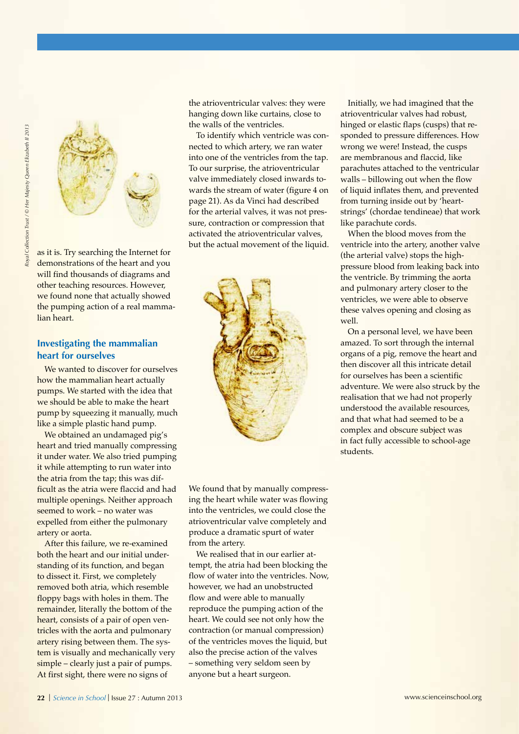as it is. Try searching the Internet for demonstrations of the heart and you will find thousands of diagrams and other teaching resources. However, we found none that actually showed the pumping action of a real mammalian heart.

### Investigating the mammalian heart for ourselves

We wanted to discover for ourselves how the mammalian heart actually pumps. We started with the idea that we should be able to make the heart pump by squeezing it manually, much like a simple plastic hand pump.

We obtained an undamaged pig's heart and tried manually compressing it under water. We also tried pumping it while attempting to run water into the atria from the tap; this was difficult as the atria were flaccid and had multiple openings. Neither approach seemed to work – no water was expelled from either the pulmonary artery or aorta.

After this failure, we re-examined both the heart and our initial understanding of its function, and began to dissect it. First, we completely removed both atria, which resemble floppy bags with holes in them. The remainder, literally the bottom of the heart, consists of a pair of open ventricles with the aorta and pulmonary artery rising between them. The system is visually and mechanically very simple – clearly just a pair of pumps. At first sight, there were no signs of the atrioventricular valves: they were hanging down like curtains, close to the walls of the ventricles.

To identify which ventricle was connected to which artery, we ran water into one of the ventricles from the tap. To our surprise, the atrioventricular valve immediately closed inwards towards the stream of water (figure 4 on page 21). As da Vinci had described for the arterial valves, it was not pressure, contraction or compression that activated the atrioventricular valves, but the actual movement of the liquid.

We found that by manually compressing the heart while water was flowing into the ventricles, we could close the atrioventricular valve completely and produce a dramatic spurt of water from the artery.

We realised that in our earlier attempt, the atria had been blocking the flow of water into the ventricles. Now, however, we had an unobstructed flow and were able to manually reproduce the pumping action of the heart. We could see not only how the contraction (or manual compression) of the ventricles moves the liquid, but also the precise action of the valves – something very seldom seen by anyone but a heart surgeon.

Initially, we had imagined that the atrioventricular valves had robust, hinged or elastic flaps (cusps) that responded to pressure differences. How wrong we were! Instead, the cusps are membranous and flaccid, like parachutes attached to the ventricular walls – billowing out when the flow of liquid inflates them, and prevented from turning inside out by 'heart-strings' (chordae tendineae) that work like parachute cords.

When the blood moves from the ventricle into the artery, another valve (the arterial valve) stops the high-pressure blood from leaking back into the ventricle. By trimming the aorta and pulmonary artery closer to the ventricles, we were able to observe these valves opening and closing as well.

On a personal level, we have been amazed. To sort through the internal organs of a pig, remove the heart and then discover all this intricate detail for ourselves has been a scientific adventure. We were also struck by the realisation that we had not properly understood the available resources, and that what had seemed to be a complex and obscure subject was in fact fully accessible to school-age students.

Royal Collection Trust / © Her Majesty Queen Elizabeth II 2013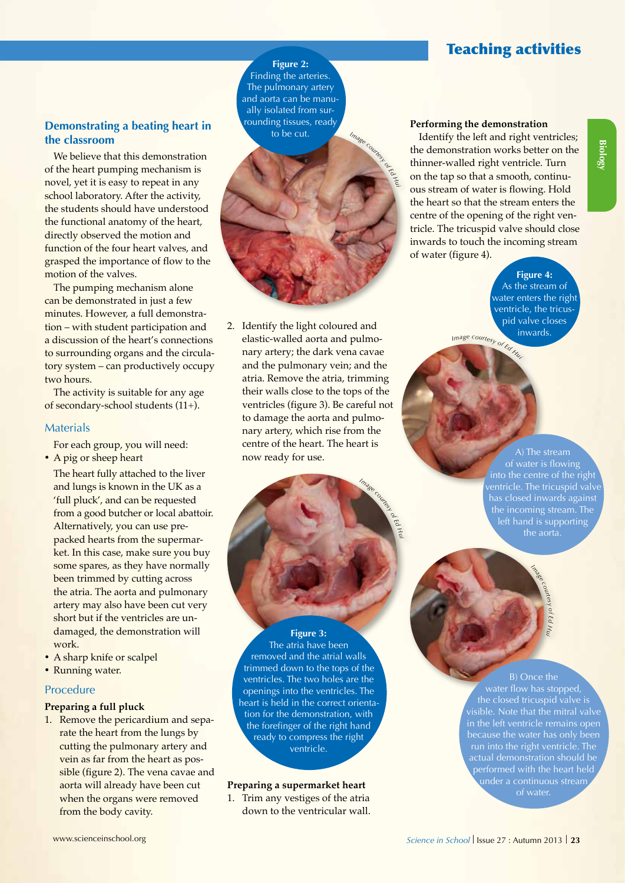## Demonstrating a beating heart in the classroom

We believe that this demonstration of the heart pumping mechanism is novel, yet it is easy to repeat in any school laboratory. After the activity, the students should have understood the functional anatomy of the heart, directly observed the motion and function of the four heart valves, and grasped the importance of flow to the motion of the valves.

The pumping mechanism alone can be demonstrated in just a few minutes. However, a full demonstration – with student participation and a discussion of the heart's connections to surrounding organs and the circulatory system – can productively occupy two hours.

The activity is suitable for any age of secondary-school students (11+).

### Materials

For each group, you will need:

- A pig or sheep heart

  The heart fully attached to the liver and lungs is known in the UK as a 'full pluck', and can be requested from a good butcher or local abattoir. Alternatively, you can use pre-packed hearts from the supermarket. In this case, make sure you buy some spares, as they have normally been trimmed by cutting across the atria. The aorta and pulmonary artery may also have been cut very short but if the ventricles are undamaged, the demonstration will work.
- A sharp knife or scalpel
- Running water.

### Procedure

#### Preparing a full pluck

1. Remove the pericardium and separate the heart from the lungs by cutting the pulmonary artery and vein as far from the heart as possible (figure 2). The vena cavae and aorta will already have been cut when the organs were removed from the body cavity.

**Figure 2:** Finding the arteries. The pulmonary artery and aorta can be manually isolated from surrounding tissues, ready to be cut.

Image courtesy of Ed Hui

2. Identify the light coloured and elastic-walled aorta and pulmonary artery; the dark vena cavae and the pulmonary vein; and the atria. Remove the atria, trimming their walls close to the tops of the ventricles (figure 3). Be careful not to damage the aorta and pulmonary artery, which rise from the centre of the heart. The heart is now ready for use.

**Figure 3:** The atria have been removed and the atrial walls trimmed down to the tops of the ventricles. The two holes are the openings into the ventricles. The heart is held in the correct orientation for the demonstration, with the forefinger of the right hand ready to compress the right ventricle.

Image courtesy of Ed Hui

#### Preparing a supermarket heart

1. Trim any vestiges of the atria down to the ventricular wall.

#### Performing the demonstration

Identify the left and right ventricles; the demonstration works better on the thinner-walled right ventricle. Turn on the tap so that a smooth, continuous stream of water is flowing. Hold the heart so that the stream enters the centre of the opening of the right ventricle. The tricuspid valve should close inwards to touch the incoming stream of water (figure 4).

**Figure 4:** As the stream of water enters the right ventricle, the tricuspid valve closes inwards.

Image courtesy of Ed Hui

A) The stream of water is flowing into the centre of the right ventricle. The tricuspid valve has closed inwards against the incoming stream. The left hand is supporting the aorta.

Image courtesy of Ed Hui

B) Once the water flow has stopped, the closed tricuspid valve is visible. Note that the mitral valve in the left ventricle remains open because the water has only been run into the right ventricle. The actual demonstration should be performed with the heart held under a continuous stream of water.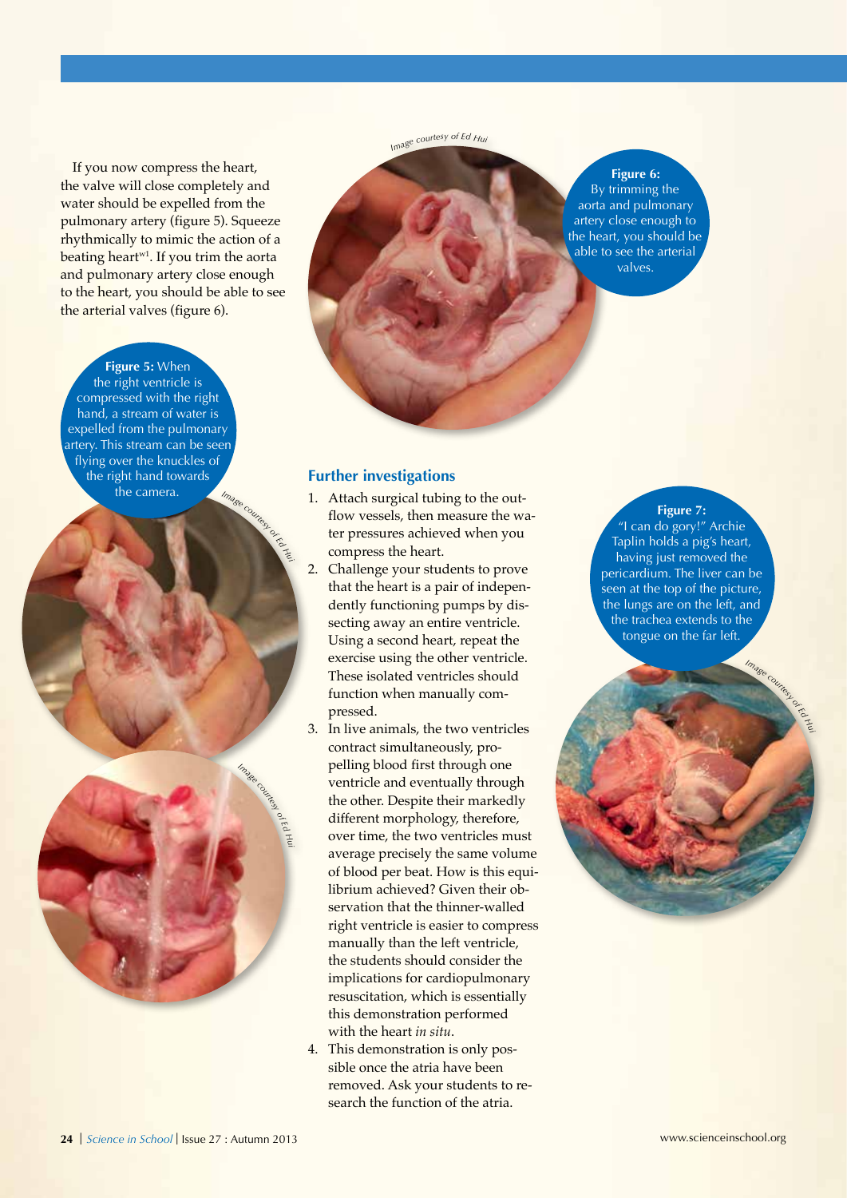If you now compress the heart, the valve will close completely and water should be expelled from the pulmonary artery (figure 5). Squeeze rhythmically to mimic the action of a beating heart[w1]. If you trim the aorta and pulmonary artery close enough to the heart, you should be able to see the arterial valves (figure 6).

**Figure 5:** When the right ventricle is compressed with the right hand, a stream of water is expelled from the pulmonary artery. This stream can be seen flying over the knuckles of the right hand towards the camera.

Image courtesy of Ed Hui

Image courtesy of Ed Hui

Image courtesy of Ed Hui

**Figure 6:** By trimming the aorta and pulmonary artery close enough to the heart, you should be able to see the arterial valves.

## Further investigations

1. Attach surgical tubing to the outflow vessels, then measure the water pressures achieved when you compress the heart.
2. Challenge your students to prove that the heart is a pair of independently functioning pumps by dissecting away an entire ventricle. Using a second heart, repeat the exercise using the other ventricle. These isolated ventricles should function when manually compressed.
3. In live animals, the two ventricles contract simultaneously, propelling blood first through one ventricle and eventually through the other. Despite their markedly different morphology, therefore, over time, the two ventricles must average precisely the same volume of blood per beat. How is this equilibrium achieved? Given their observation that the thinner-walled right ventricle is easier to compress manually than the left ventricle, the students should consider the implications for cardiopulmonary resuscitation, which is essentially this demonstration performed with the heart *in situ*.
4. This demonstration is only possible once the atria have been removed. Ask your students to research the function of the atria.

**Figure 7:** "I can do gory!" Archie Taplin holds a pig's heart, having just removed the pericardium. The liver can be seen at the top of the picture, the lungs are on the left, and the trachea extends to the tongue on the far left.

Image courtesy of Ed Hui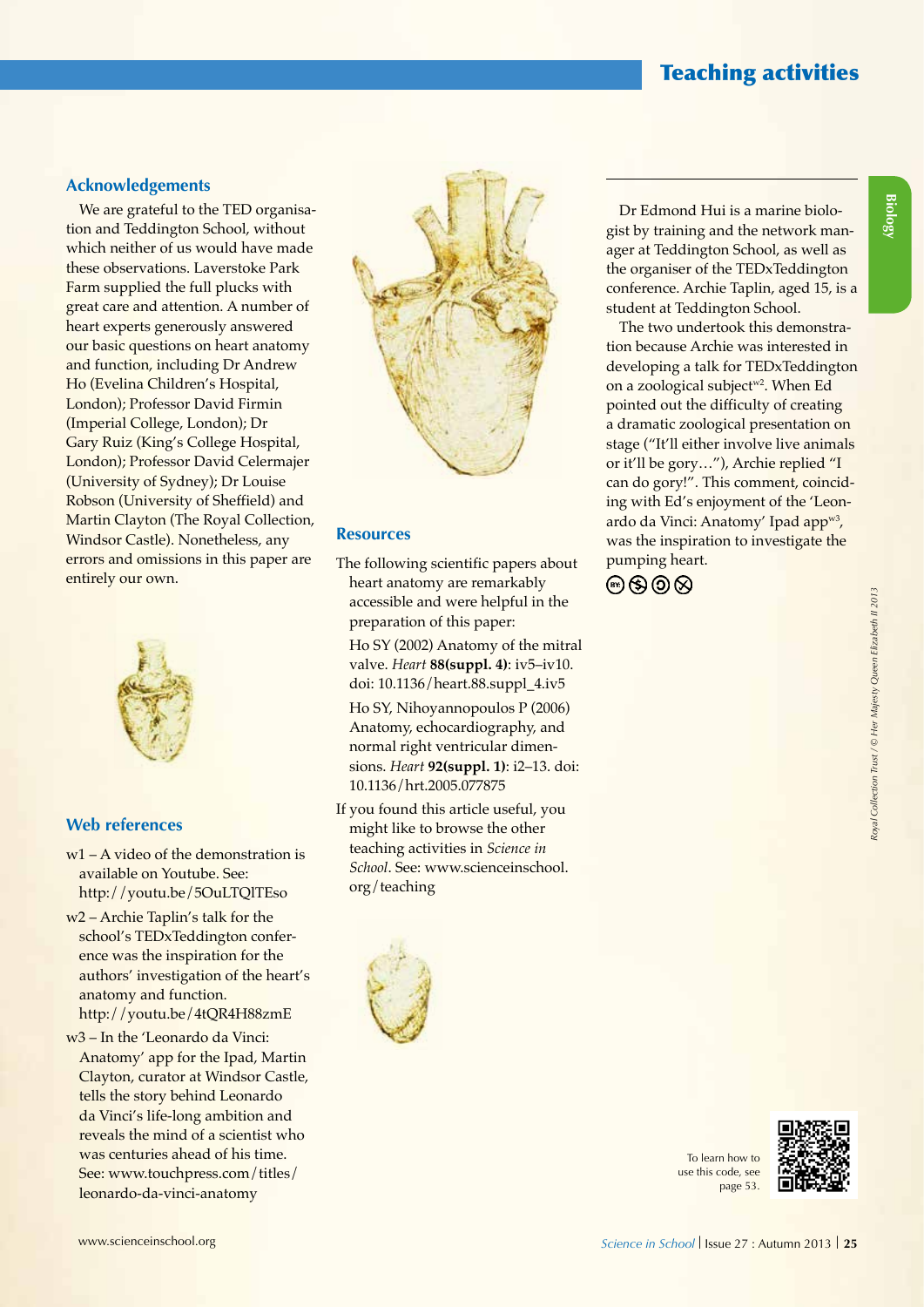## Acknowledgements

We are grateful to the TED organisation and Teddington School, without which neither of us would have made these observations. Laverstoke Park Farm supplied the full plucks with great care and attention. A number of heart experts generously answered our basic questions on heart anatomy and function, including Dr Andrew Ho (Evelina Children's Hospital, London); Professor David Firmin (Imperial College, London); Dr Gary Ruiz (King's College Hospital, London); Professor David Celermajer (University of Sydney); Dr Louise Robson (University of Sheffield) and Martin Clayton (The Royal Collection, Windsor Castle). Nonetheless, any errors and omissions in this paper are entirely our own.

## Web references

w1 – A video of the demonstration is available on Youtube. See: http://youtu.be/5OuLTQlTEso

w2 – Archie Taplin's talk for the school's TEDxTeddington conference was the inspiration for the authors' investigation of the heart's anatomy and function. http://youtu.be/4tQR4H88zmE

w3 – In the 'Leonardo da Vinci: Anatomy' app for the Ipad, Martin Clayton, curator at Windsor Castle, tells the story behind Leonardo da Vinci's life-long ambition and reveals the mind of a scientist who was centuries ahead of his time. See: www.touchpress.com/titles/leonardo-da-vinci-anatomy

## Resources

The following scientific papers about heart anatomy are remarkably accessible and were helpful in the preparation of this paper:

Ho SY (2002) Anatomy of the mitral valve. *Heart* **88(suppl. 4)**: iv5–iv10. doi: 10.1136/heart.88.suppl_4.iv5

Ho SY, Nihoyannopoulos P (2006) Anatomy, echocardiography, and normal right ventricular dimensions. *Heart* **92(suppl. 1)**: i2–13. doi: 10.1136/hrt.2005.077875

If you found this article useful, you might like to browse the other teaching activities in *Science in School*. See: www.scienceinschool.org/teaching

---

Dr Edmond Hui is a marine biologist by training and the network manager at Teddington School, as well as the organiser of the TEDxTeddington conference. Archie Taplin, aged 15, is a student at Teddington School.

The two undertook this demonstration because Archie was interested in developing a talk for TEDxTeddington on a zoological subject[w2]. When Ed pointed out the difficulty of creating a dramatic zoological presentation on stage ("It'll either involve live animals or it'll be gory…"), Archie replied "I can do gory!". This comment, coinciding with Ed's enjoyment of the 'Leonardo da Vinci: Anatomy' Ipad app[w3], was the inspiration to investigate the pumping heart.

Royal Collection Trust / © Her Majesty Queen Elizabeth II 2013

To learn how to use this code, see page 53.